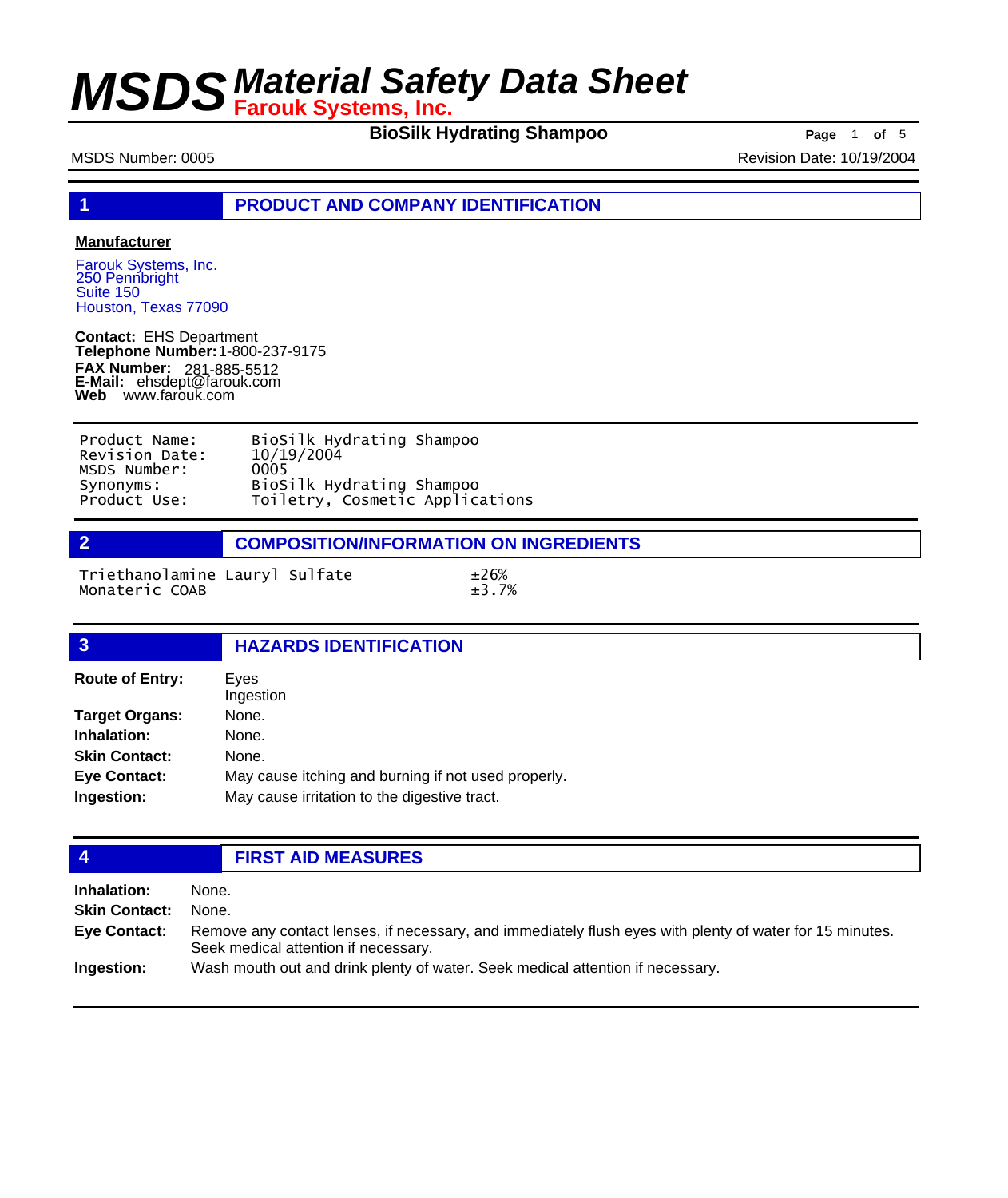# MSDS Material Safety Data Sheet
## Farouk Systems, Inc.

**BioSilk Hydrating Shampoo**

MSDS Number: 0005

Revision Date: 10/19/2004

## 1 PRODUCT AND COMPANY IDENTIFICATION

**Manufacturer**

Farouk Systems, Inc.
250 Pennbright
Suite 150
Houston, Texas 77090

**Contact:** EHS Department
**Telephone Number:** 1-800-237-9175
**FAX Number:** 281-885-5512
**E-Mail:** ehsdept@farouk.com
**Web** www.farouk.com

| | |
|---|---|
| Product Name: | BioSilk Hydrating Shampoo |
| Revision Date: | 10/19/2004 |
| MSDS Number: | 0005 |
| Synonyms: | BioSilk Hydrating Shampoo |
| Product Use: | Toiletry, Cosmetic Applications |

## 2 COMPOSITION/INFORMATION ON INGREDIENTS

| | |
|---|---|
| Triethanolamine Lauryl Sulfate | ±26% |
| Monateric COAB | ±3.7% |

## 3 HAZARDS IDENTIFICATION

**Route of Entry:** Eyes
Ingestion

**Target Organs:** None.

**Inhalation:** None.

**Skin Contact:** None.

**Eye Contact:** May cause itching and burning if not used properly.

**Ingestion:** May cause irritation to the digestive tract.

## 4 FIRST AID MEASURES

**Inhalation:** None.

**Skin Contact:** None.

**Eye Contact:** Remove any contact lenses, if necessary, and immediately flush eyes with plenty of water for 15 minutes. Seek medical attention if necessary.

**Ingestion:** Wash mouth out and drink plenty of water. Seek medical attention if necessary.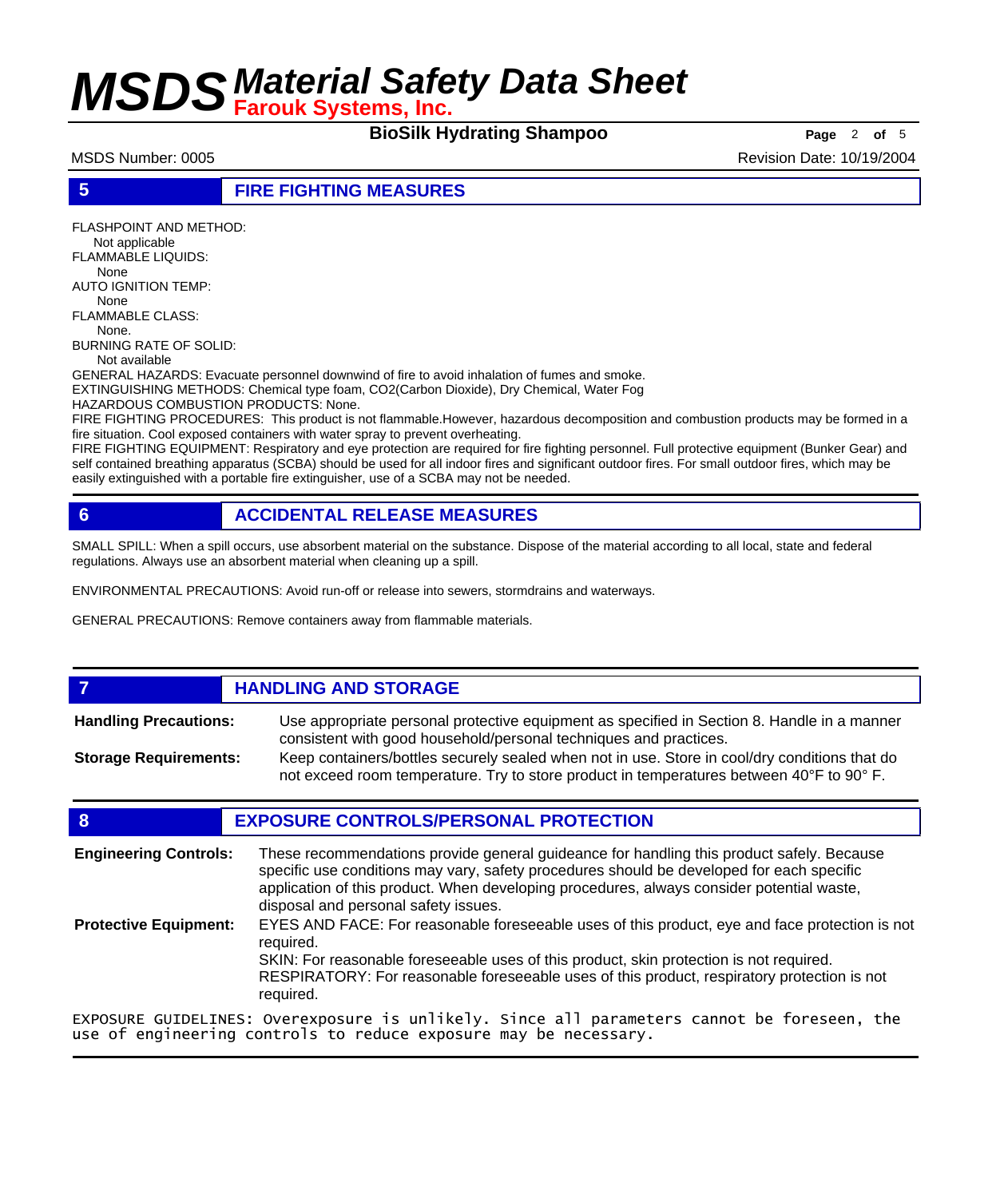## 5 FIRE FIGHTING MEASURES

FLASHPOINT AND METHOD:
Not applicable
FLAMMABLE LIQUIDS:
None
AUTO IGNITION TEMP:
None
FLAMMABLE CLASS:
None.
BURNING RATE OF SOLID:
Not available
GENERAL HAZARDS: Evacuate personnel downwind of fire to avoid inhalation of fumes and smoke.
EXTINGUISHING METHODS: Chemical type foam, CO2(Carbon Dioxide), Dry Chemical, Water Fog
HAZARDOUS COMBUSTION PRODUCTS: None.
FIRE FIGHTING PROCEDURES: This product is not flammable.However, hazardous decomposition and combustion products may be formed in a fire situation. Cool exposed containers with water spray to prevent overheating.
FIRE FIGHTING EQUIPMENT: Respiratory and eye protection are required for fire fighting personnel. Full protective equipment (Bunker Gear) and self contained breathing apparatus (SCBA) should be used for all indoor fires and significant outdoor fires. For small outdoor fires, which may be easily extinguished with a portable fire extinguisher, use of a SCBA may not be needed.

## 6 ACCIDENTAL RELEASE MEASURES

SMALL SPILL: When a spill occurs, use absorbent material on the substance. Dispose of the material according to all local, state and federal regulations. Always use an absorbent material when cleaning up a spill.

ENVIRONMENTAL PRECAUTIONS: Avoid run-off or release into sewers, stormdrains and waterways.

GENERAL PRECAUTIONS: Remove containers away from flammable materials.

## 7 HANDLING AND STORAGE

**Handling Precautions:** Use appropriate personal protective equipment as specified in Section 8. Handle in a manner consistent with good household/personal techniques and practices.

**Storage Requirements:** Keep containers/bottles securely sealed when not in use. Store in cool/dry conditions that do not exceed room temperature. Try to store product in temperatures between 40°F to 90° F.

## 8 EXPOSURE CONTROLS/PERSONAL PROTECTION

**Engineering Controls:** These recommendations provide general guideance for handling this product safely. Because specific use conditions may vary, safety procedures should be developed for each specific application of this product. When developing procedures, always consider potential waste, disposal and personal safety issues.

**Protective Equipment:** EYES AND FACE: For reasonable foreseeable uses of this product, eye and face protection is not required.
SKIN: For reasonable foreseeable uses of this product, skin protection is not required.
RESPIRATORY: For reasonable foreseeable uses of this product, respiratory protection is not required.

EXPOSURE GUIDELINES: Overexposure is unlikely. Since all parameters cannot be foreseen, the use of engineering controls to reduce exposure may be necessary.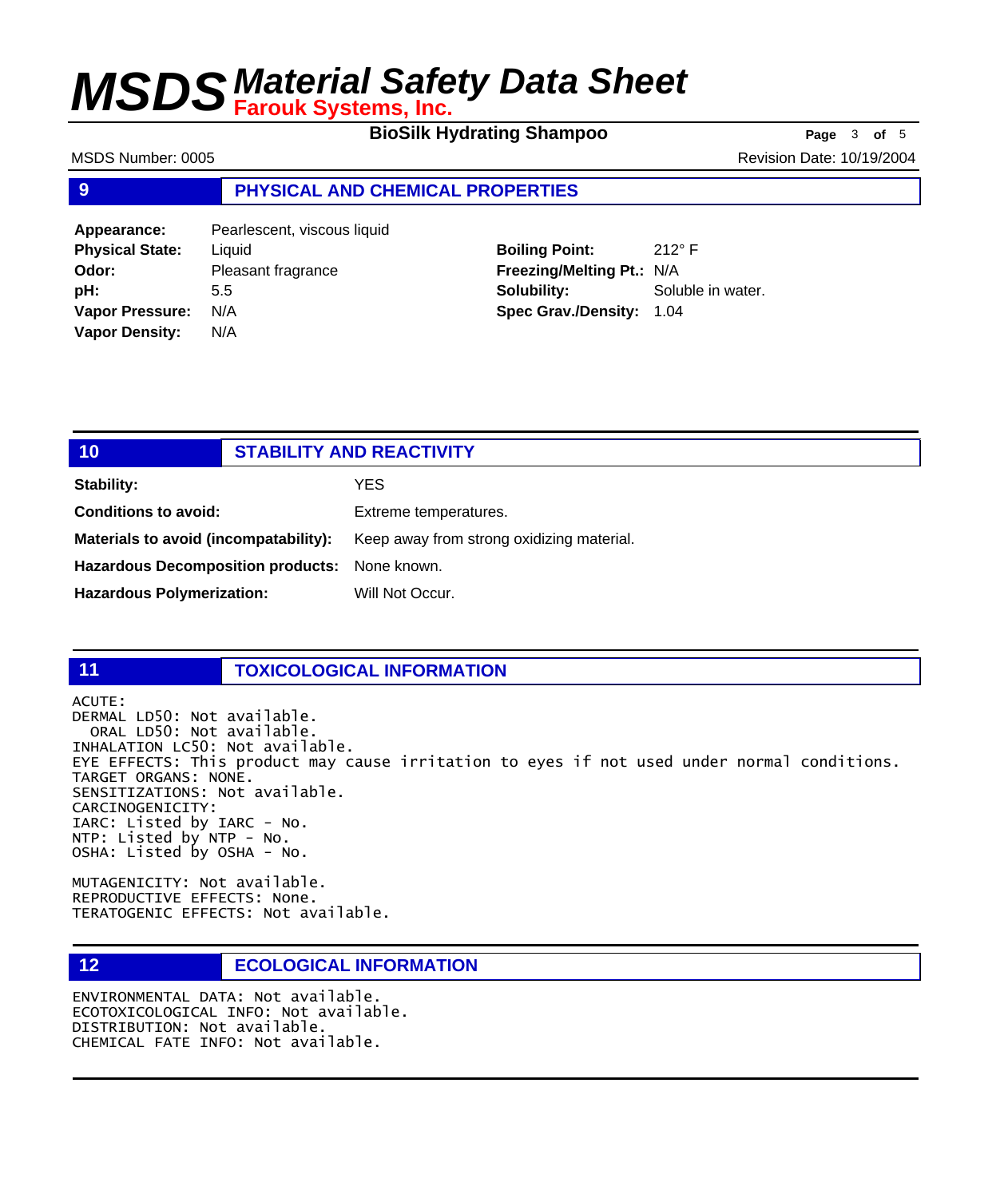## 9 PHYSICAL AND CHEMICAL PROPERTIES

**Appearance:** Pearlescent, viscous liquid
**Physical State:** Liquid
**Odor:** Pleasant fragrance
**pH:** 5.5
**Vapor Pressure:** N/A
**Vapor Density:** N/A

**Boiling Point:** 212° F
**Freezing/Melting Pt.:** N/A
**Solubility:** Soluble in water.
**Spec Grav./Density:** 1.04

## 10 STABILITY AND REACTIVITY

**Stability:** YES

**Conditions to avoid:** Extreme temperatures.

**Materials to avoid (incompatability):** Keep away from strong oxidizing material.

**Hazardous Decomposition products:** None known.

**Hazardous Polymerization:** Will Not Occur.

## 11 TOXICOLOGICAL INFORMATION

```
ACUTE:
DERMAL LD50: Not available.
  ORAL LD50: Not available.
INHALATION LC50: Not available.
EYE EFFECTS: This product may cause irritation to eyes if not used under normal conditions.
TARGET ORGANS: NONE.
SENSITIZATIONS: Not available.
CARCINOGENICITY:
IARC: Listed by IARC - No.
NTP: Listed by NTP - No.
OSHA: Listed by OSHA - No.

MUTAGENICITY: Not available.
REPRODUCTIVE EFFECTS: None.
TERATOGENIC EFFECTS: Not available.
```

## 12 ECOLOGICAL INFORMATION

```
ENVIRONMENTAL DATA: Not available.
ECOTOXICOLOGICAL INFO: Not available.
DISTRIBUTION: Not available.
CHEMICAL FATE INFO: Not available.
```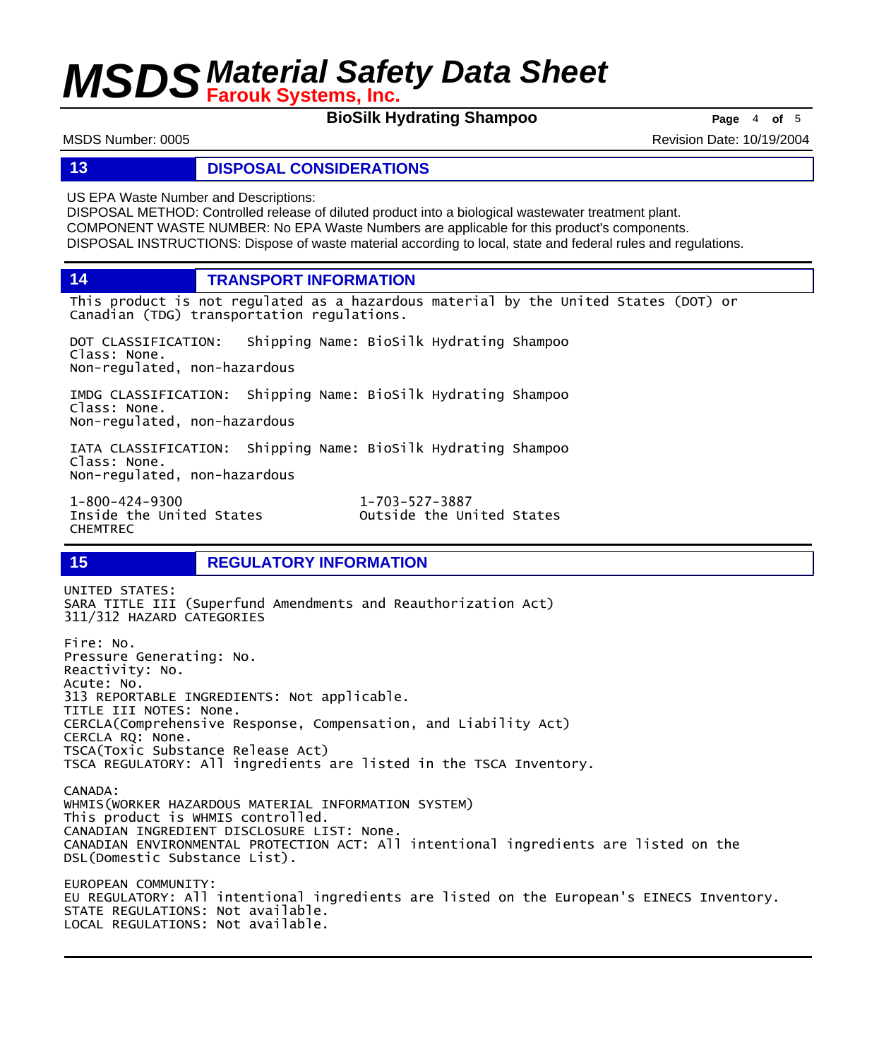## 13 DISPOSAL CONSIDERATIONS

US EPA Waste Number and Descriptions:
DISPOSAL METHOD: Controlled release of diluted product into a biological wastewater treatment plant.
COMPONENT WASTE NUMBER: No EPA Waste Numbers are applicable for this product's components.
DISPOSAL INSTRUCTIONS: Dispose of waste material according to local, state and federal rules and regulations.

## 14 TRANSPORT INFORMATION

This product is not regulated as a hazardous material by the United States (DOT) or Canadian (TDG) transportation regulations.

DOT CLASSIFICATION: Shipping Name: BioSilk Hydrating Shampoo
Class: None.
Non-regulated, non-hazardous

IMDG CLASSIFICATION: Shipping Name: BioSilk Hydrating Shampoo
Class: None.
Non-regulated, non-hazardous

IATA CLASSIFICATION: Shipping Name: BioSilk Hydrating Shampoo
Class: None.
Non-regulated, non-hazardous

1-800-424-9300
Inside the United States
CHEMTREC

1-703-527-3887
Outside the United States

## 15 REGULATORY INFORMATION

UNITED STATES:
SARA TITLE III (Superfund Amendments and Reauthorization Act)
311/312 HAZARD CATEGORIES

Fire: No.
Pressure Generating: No.
Reactivity: No.
Acute: No.
313 REPORTABLE INGREDIENTS: Not applicable.
TITLE III NOTES: None.
CERCLA(Comprehensive Response, Compensation, and Liability Act)
CERCLA RQ: None.
TSCA(Toxic Substance Release Act)
TSCA REGULATORY: All ingredients are listed in the TSCA Inventory.

CANADA:
WHMIS(WORKER HAZARDOUS MATERIAL INFORMATION SYSTEM)
This product is WHMIS controlled.
CANADIAN INGREDIENT DISCLOSURE LIST: None.
CANADIAN ENVIRONMENTAL PROTECTION ACT: All intentional ingredients are listed on the DSL(Domestic Substance List).

EUROPEAN COMMUNITY:
EU REGULATORY: All intentional ingregients are listed on the European's EINECS Inventory.
STATE REGULATIONS: Not available.
LOCAL REGULATIONS: Not available.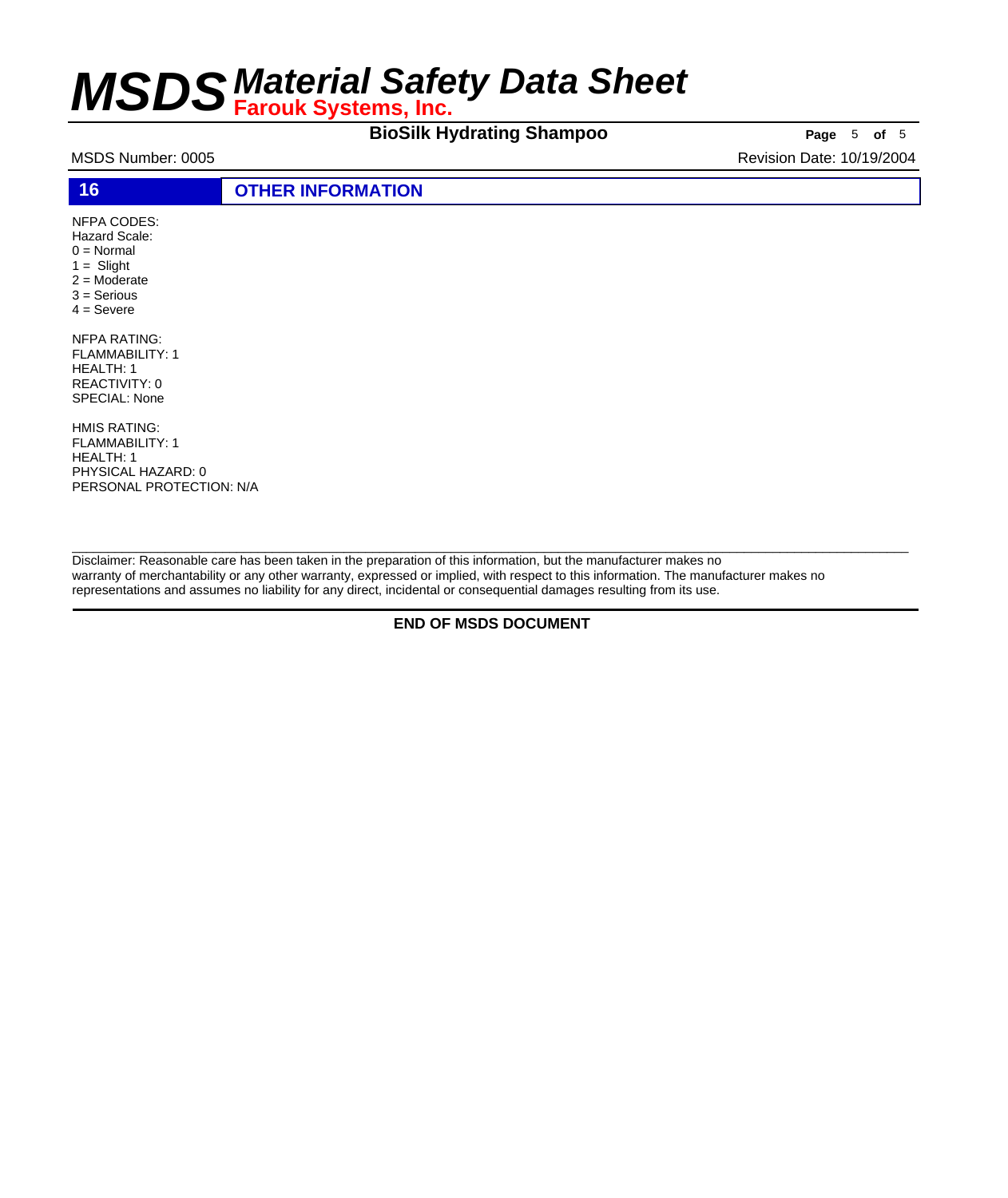## 16 OTHER INFORMATION

NFPA CODES:
Hazard Scale:
0 = Normal
1 = Slight
2 = Moderate
3 = Serious
4 = Severe

NFPA RATING:
FLAMMABILITY: 1
HEALTH: 1
REACTIVITY: 0
SPECIAL: None

HMIS RATING:
FLAMMABILITY: 1
HEALTH: 1
PHYSICAL HAZARD: 0
PERSONAL PROTECTION: N/A

---

Disclaimer: Reasonable care has been taken in the preparation of this information, but the manufacturer makes no warranty of merchantability or any other warranty, expressed or implied, with respect to this information. The manufacturer makes no representations and assumes no liability for any direct, incidental or consequential damages resulting from its use.

---

**END OF MSDS DOCUMENT**